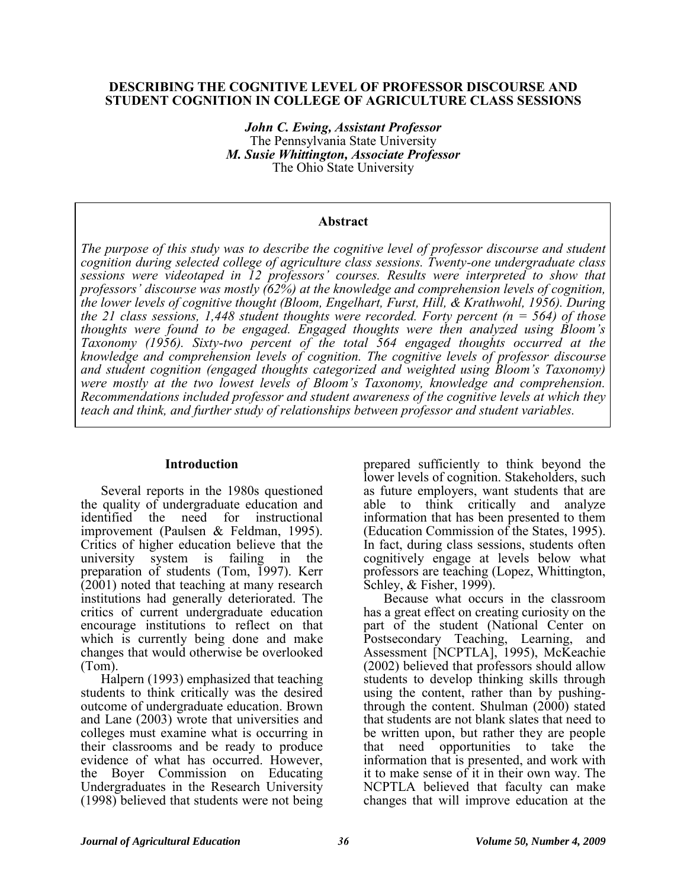# DESCRIBING THE COGNITIVE LEVEL OF PROFESSOR DISCOURSE AND STUDENT COGNITION IN COLLEGE OF AGRICULTURE CLASS SESSIONS

***John C. Ewing, Assistant Professor***
The Pennsylvania State University
***M. Susie Whittington, Associate Professor***
The Ohio State University

## Abstract

*The purpose of this study was to describe the cognitive level of professor discourse and student cognition during selected college of agriculture class sessions. Twenty-one undergraduate class sessions were videotaped in 12 professors' courses. Results were interpreted to show that professors' discourse was mostly (62%) at the knowledge and comprehension levels of cognition, the lower levels of cognitive thought (Bloom, Engelhart, Furst, Hill, & Krathwohl, 1956). During the 21 class sessions, 1,448 student thoughts were recorded. Forty percent (n = 564) of those thoughts were found to be engaged. Engaged thoughts were then analyzed using Bloom's Taxonomy (1956). Sixty-two percent of the total 564 engaged thoughts occurred at the knowledge and comprehension levels of cognition. The cognitive levels of professor discourse and student cognition (engaged thoughts categorized and weighted using Bloom's Taxonomy) were mostly at the two lowest levels of Bloom's Taxonomy, knowledge and comprehension. Recommendations included professor and student awareness of the cognitive levels at which they teach and think, and further study of relationships between professor and student variables.*

## Introduction

Several reports in the 1980s questioned the quality of undergraduate education and identified the need for instructional improvement (Paulsen & Feldman, 1995). Critics of higher education believe that the university system is failing in the preparation of students (Tom, 1997). Kerr (2001) noted that teaching at many research institutions had generally deteriorated. The critics of current undergraduate education encourage institutions to reflect on that which is currently being done and make changes that would otherwise be overlooked (Tom).

Halpern (1993) emphasized that teaching students to think critically was the desired outcome of undergraduate education. Brown and Lane (2003) wrote that universities and colleges must examine what is occurring in their classrooms and be ready to produce evidence of what has occurred. However, the Boyer Commission on Educating Undergraduates in the Research University (1998) believed that students were not being prepared sufficiently to think beyond the lower levels of cognition. Stakeholders, such as future employers, want students that are able to think critically and analyze information that has been presented to them (Education Commission of the States, 1995). In fact, during class sessions, students often cognitively engage at levels below what professors are teaching (Lopez, Whittington, Schley, & Fisher, 1999).

Because what occurs in the classroom has a great effect on creating curiosity on the part of the student (National Center on Postsecondary Teaching, Learning, and Assessment [NCPTLA], 1995), McKeachie (2002) believed that professors should allow students to develop thinking skills through using the content, rather than by pushing-through the content. Shulman (2000) stated that students are not blank slates that need to be written upon, but rather they are people that need opportunities to take the information that is presented, and work with it to make sense of it in their own way. The NCPTLA believed that faculty can make changes that will improve education at the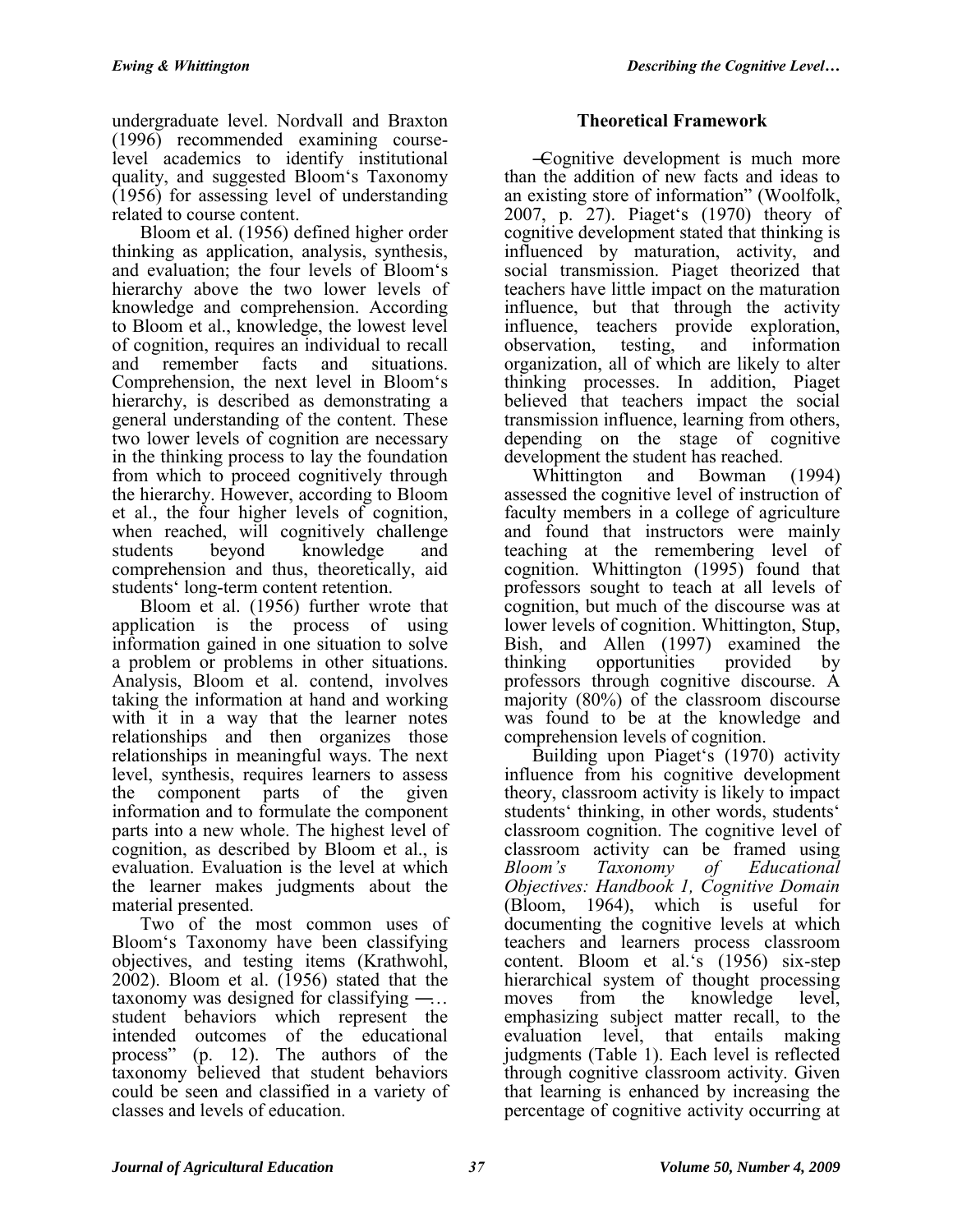undergraduate level. Nordvall and Braxton (1996) recommended examining course-level academics to identify institutional quality, and suggested Bloom's Taxonomy (1956) for assessing level of understanding related to course content.

Bloom et al. (1956) defined higher order thinking as application, analysis, synthesis, and evaluation; the four levels of Bloom's hierarchy above the two lower levels of knowledge and comprehension. According to Bloom et al., knowledge, the lowest level of cognition, requires an individual to recall and remember facts and situations. Comprehension, the next level in Bloom's hierarchy, is described as demonstrating a general understanding of the content. These two lower levels of cognition are necessary in the thinking process to lay the foundation from which to proceed cognitively through the hierarchy. However, according to Bloom et al., the four higher levels of cognition, when reached, will cognitively challenge students beyond knowledge and comprehension and thus, theoretically, aid students' long-term content retention.

Bloom et al. (1956) further wrote that application is the process of using information gained in one situation to solve a problem or problems in other situations. Analysis, Bloom et al. contend, involves taking the information at hand and working with it in a way that the learner notes relationships and then organizes those relationships in meaningful ways. The next level, synthesis, requires learners to assess the component parts of the given information and to formulate the component parts into a new whole. The highest level of cognition, as described by Bloom et al., is evaluation. Evaluation is the level at which the learner makes judgments about the material presented.

Two of the most common uses of Bloom's Taxonomy have been classifying objectives, and testing items (Krathwohl, 2002). Bloom et al. (1956) stated that the taxonomy was designed for classifying ―… student behaviors which represent the intended outcomes of the educational process" (p. 12). The authors of the taxonomy believed that student behaviors could be seen and classified in a variety of classes and levels of education.

## Theoretical Framework

―Cognitive development is much more than the addition of new facts and ideas to an existing store of information" (Woolfolk, 2007, p. 27). Piaget's (1970) theory of cognitive development stated that thinking is influenced by maturation, activity, and social transmission. Piaget theorized that teachers have little impact on the maturation influence, but that through the activity influence, teachers provide exploration, observation, testing, and information organization, all of which are likely to alter thinking processes. In addition, Piaget believed that teachers impact the social transmission influence, learning from others, depending on the stage of cognitive development the student has reached.

Whittington and Bowman (1994) assessed the cognitive level of instruction of faculty members in a college of agriculture and found that instructors were mainly teaching at the remembering level of cognition. Whittington (1995) found that professors sought to teach at all levels of cognition, but much of the discourse was at lower levels of cognition. Whittington, Stup, Bish, and Allen (1997) examined the thinking opportunities provided by professors through cognitive discourse. A majority (80%) of the classroom discourse was found to be at the knowledge and comprehension levels of cognition.

Building upon Piaget's (1970) activity influence from his cognitive development theory, classroom activity is likely to impact students' thinking, in other words, students' classroom cognition. The cognitive level of classroom activity can be framed using *Bloom's Taxonomy of Educational Objectives: Handbook 1, Cognitive Domain* (Bloom, 1964), which is useful for documenting the cognitive levels at which teachers and learners process classroom content. Bloom et al.'s (1956) six-step hierarchical system of thought processing moves from the knowledge level, emphasizing subject matter recall, to the evaluation level, that entails making judgments (Table 1). Each level is reflected through cognitive classroom activity. Given that learning is enhanced by increasing the percentage of cognitive activity occurring at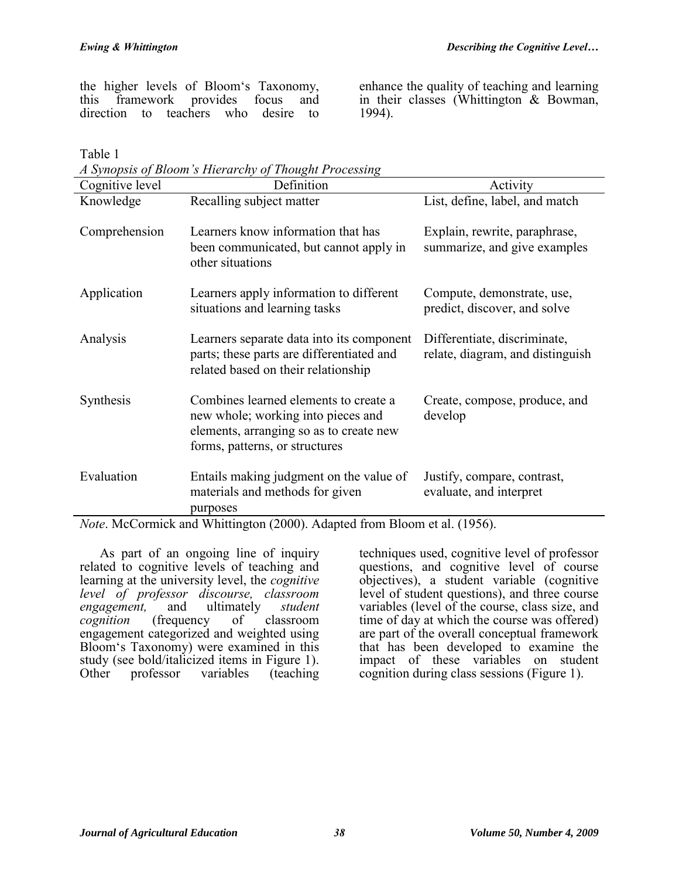the higher levels of Bloom's Taxonomy, this framework provides focus and direction to teachers who desire to enhance the quality of teaching and learning in their classes (Whittington & Bowman, 1994).

Table 1
*A Synopsis of Bloom's Hierarchy of Thought Processing*

| Cognitive level | Definition | Activity |
|---|---|---|
| Knowledge | Recalling subject matter | List, define, label, and match |
| Comprehension | Learners know information that has been communicated, but cannot apply in other situations | Explain, rewrite, paraphrase, summarize, and give examples |
| Application | Learners apply information to different situations and learning tasks | Compute, demonstrate, use, predict, discover, and solve |
| Analysis | Learners separate data into its component parts; these parts are differentiated and related based on their relationship | Differentiate, discriminate, relate, diagram, and distinguish |
| Synthesis | Combines learned elements to create a new whole; working into pieces and elements, arranging so as to create new forms, patterns, or structures | Create, compose, produce, and develop |
| Evaluation | Entails making judgment on the value of materials and methods for given purposes | Justify, compare, contrast, evaluate, and interpret |

*Note*. McCormick and Whittington (2000). Adapted from Bloom et al. (1956).

As part of an ongoing line of inquiry related to cognitive levels of teaching and learning at the university level, the *cognitive level of professor discourse, classroom engagement,* and ultimately *student cognition* (frequency of classroom engagement categorized and weighted using Bloom's Taxonomy) were examined in this study (see bold/italicized items in Figure 1). Other professor variables (teaching techniques used, cognitive level of professor questions, and cognitive level of course objectives), a student variable (cognitive level of student questions), and three course variables (level of the course, class size, and time of day at which the course was offered) are part of the overall conceptual framework that has been developed to examine the impact of these variables on student cognition during class sessions (Figure 1).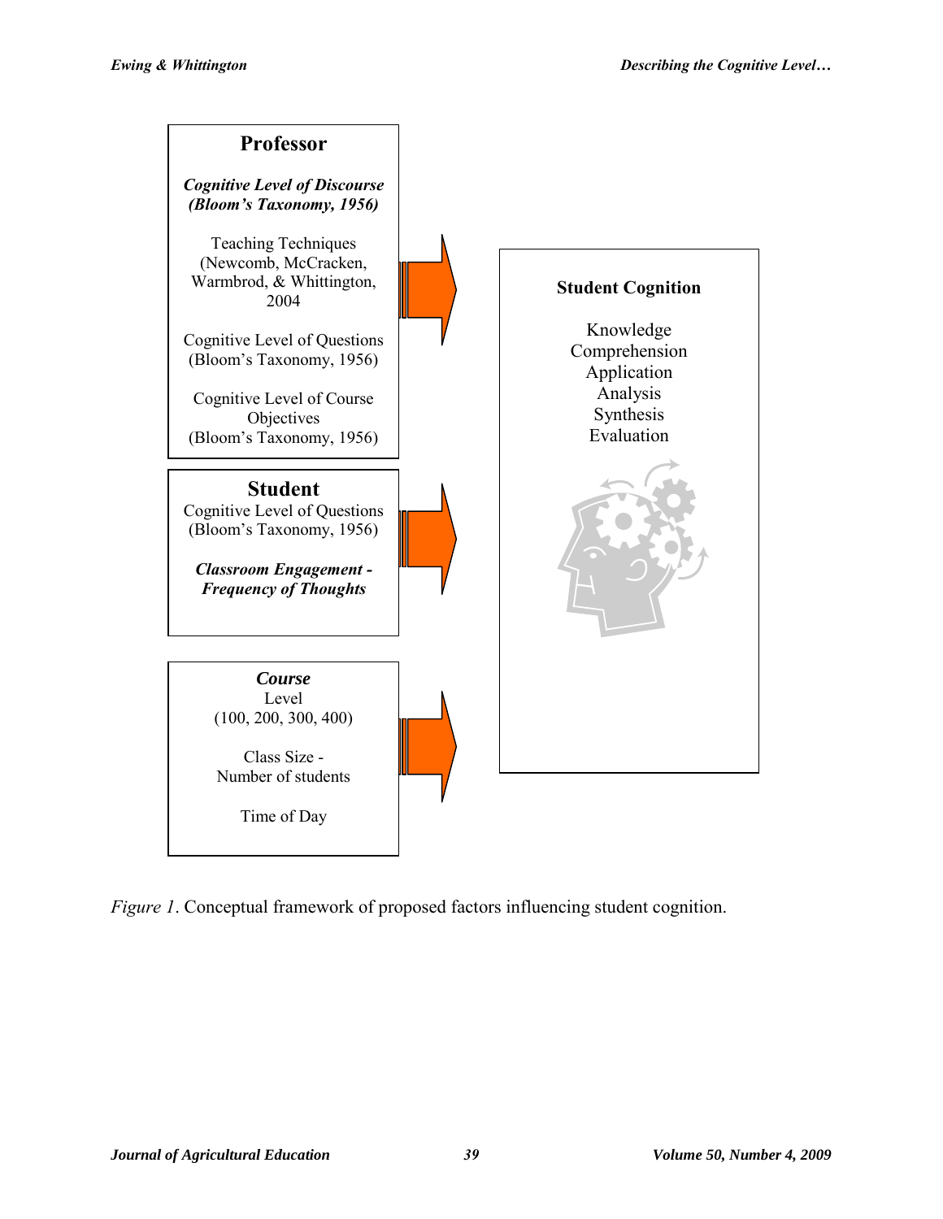**Professor**

***Cognitive Level of Discourse (Bloom's Taxonomy, 1956)***

Teaching Techniques (Newcomb, McCracken, Warmbrod, & Whittington, 2004

Cognitive Level of Questions (Bloom's Taxonomy, 1956)

Cognitive Level of Course Objectives (Bloom's Taxonomy, 1956)

**Student**

Cognitive Level of Questions (Bloom's Taxonomy, 1956)

***Classroom Engagement - Frequency of Thoughts***

***Course***

Level (100, 200, 300, 400)

Class Size - Number of students

Time of Day

**Student Cognition**

Knowledge
Comprehension
Application
Analysis
Synthesis
Evaluation

*Figure 1*. Conceptual framework of proposed factors influencing student cognition.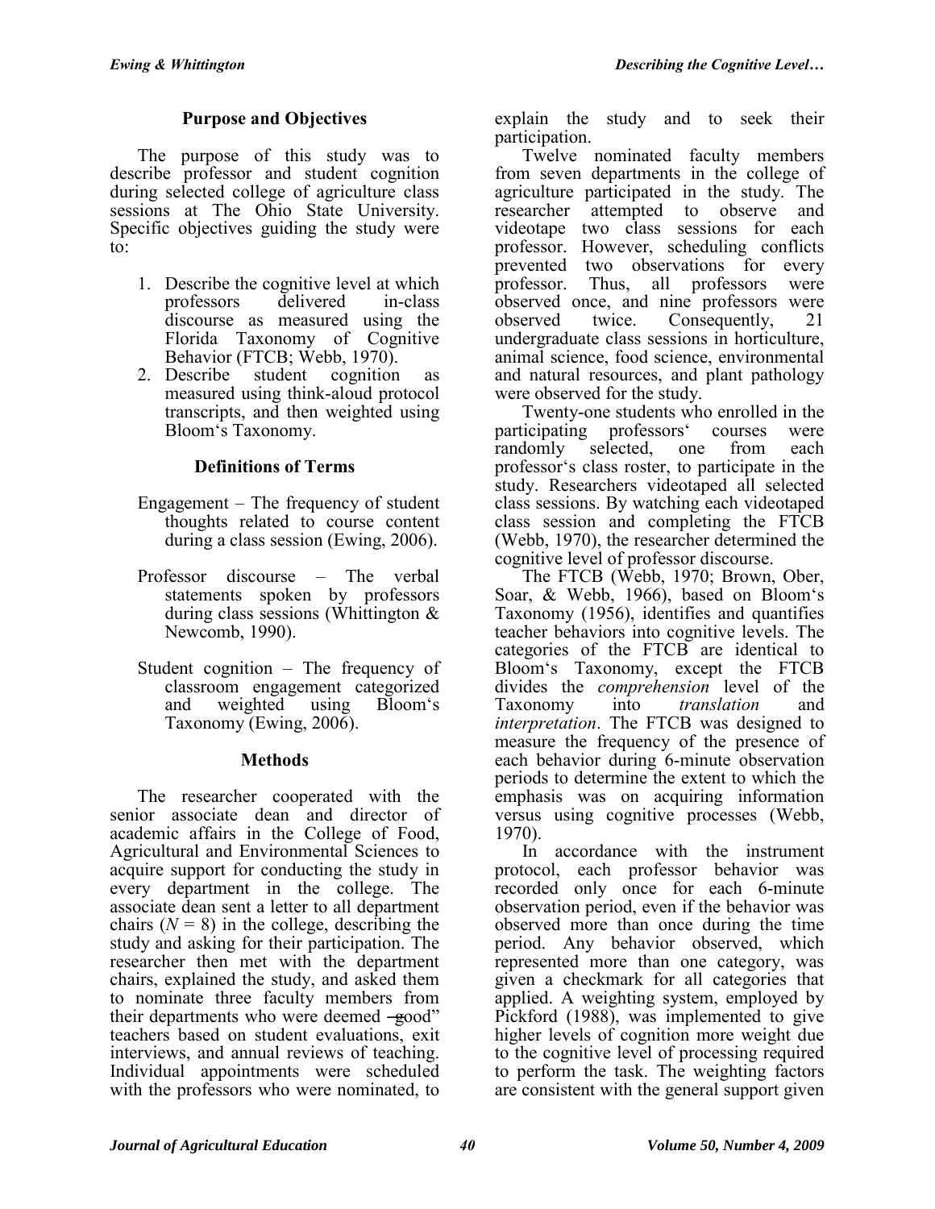## Purpose and Objectives

The purpose of this study was to describe professor and student cognition during selected college of agriculture class sessions at The Ohio State University. Specific objectives guiding the study were to:

1. Describe the cognitive level at which professors delivered in-class discourse as measured using the Florida Taxonomy of Cognitive Behavior (FTCB; Webb, 1970).
2. Describe student cognition as measured using think-aloud protocol transcripts, and then weighted using Bloom's Taxonomy.

## Definitions of Terms

Engagement – The frequency of student thoughts related to course content during a class session (Ewing, 2006).

Professor discourse – The verbal statements spoken by professors during class sessions (Whittington & Newcomb, 1990).

Student cognition – The frequency of classroom engagement categorized and weighted using Bloom's Taxonomy (Ewing, 2006).

## Methods

The researcher cooperated with the senior associate dean and director of academic affairs in the College of Food, Agricultural and Environmental Sciences to acquire support for conducting the study in every department in the college. The associate dean sent a letter to all department chairs ($N = 8$) in the college, describing the study and asking for their participation. The researcher then met with the department chairs, explained the study, and asked them to nominate three faculty members from their departments who were deemed "good" teachers based on student evaluations, exit interviews, and annual reviews of teaching. Individual appointments were scheduled with the professors who were nominated, to explain the study and to seek their participation.

Twelve nominated faculty members from seven departments in the college of agriculture participated in the study. The researcher attempted to observe and videotape two class sessions for each professor. However, scheduling conflicts prevented two observations for every professor. Thus, all professors were observed once, and nine professors were observed twice. Consequently, 21 undergraduate class sessions in horticulture, animal science, food science, environmental and natural resources, and plant pathology were observed for the study.

Twenty-one students who enrolled in the participating professors' courses were randomly selected, one from each professor's class roster, to participate in the study. Researchers videotaped all selected class sessions. By watching each videotaped class session and completing the FTCB (Webb, 1970), the researcher determined the cognitive level of professor discourse.

The FTCB (Webb, 1970; Brown, Ober, Soar, & Webb, 1966), based on Bloom's Taxonomy (1956), identifies and quantifies teacher behaviors into cognitive levels. The categories of the FTCB are identical to Bloom's Taxonomy, except the FTCB divides the *comprehension* level of the Taxonomy into *translation* and *interpretation*. The FTCB was designed to measure the frequency of the presence of each behavior during 6-minute observation periods to determine the extent to which the emphasis was on acquiring information versus using cognitive processes (Webb, 1970).

In accordance with the instrument protocol, each professor behavior was recorded only once for each 6-minute observation period, even if the behavior was observed more than once during the time period. Any behavior observed, which represented more than one category, was given a checkmark for all categories that applied. A weighting system, employed by Pickford (1988), was implemented to give higher levels of cognition more weight due to the cognitive level of processing required to perform the task. The weighting factors are consistent with the general support given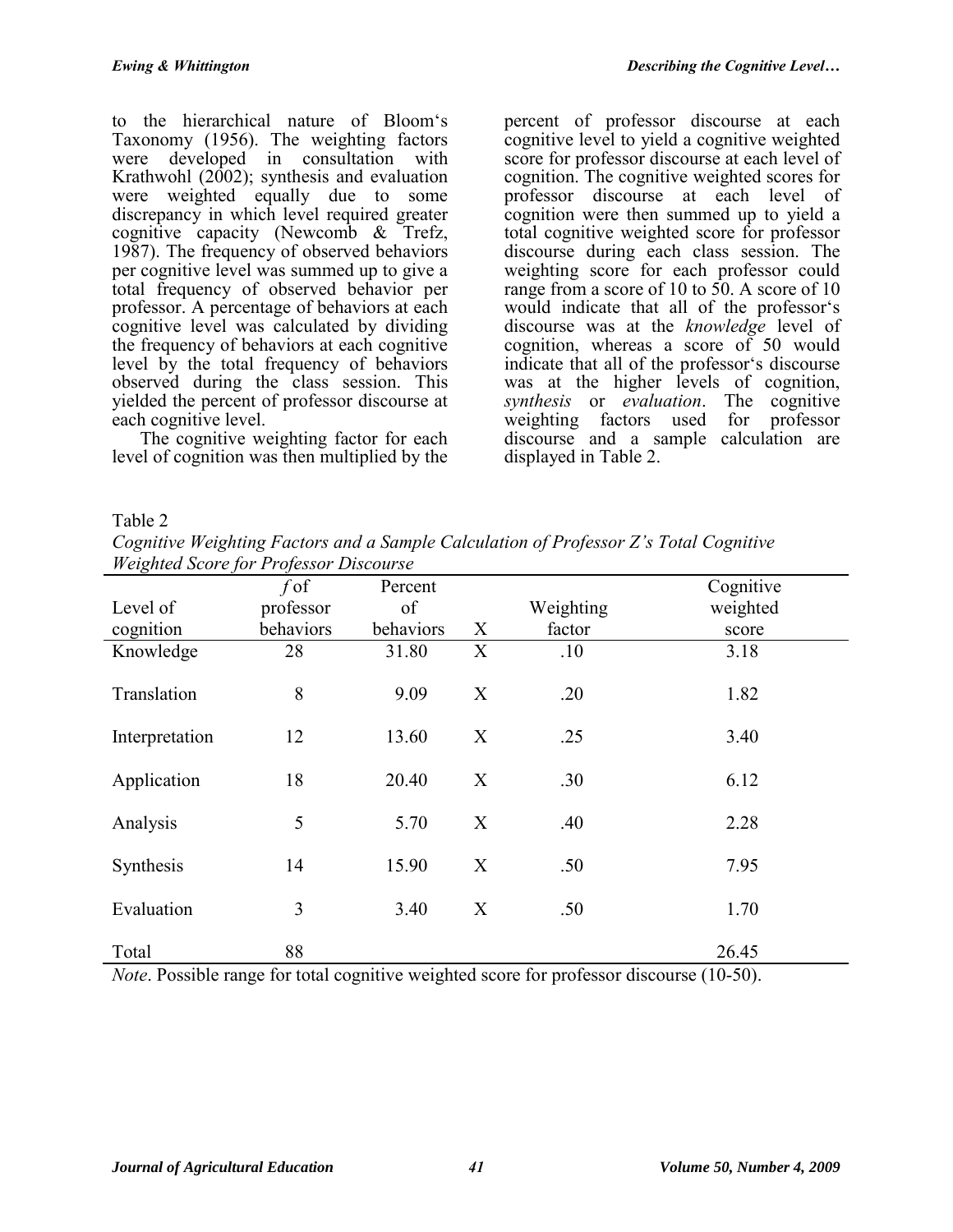to the hierarchical nature of Bloom's Taxonomy (1956). The weighting factors were developed in consultation with Krathwohl (2002); synthesis and evaluation were weighted equally due to some discrepancy in which level required greater cognitive capacity (Newcomb & Trefz, 1987). The frequency of observed behaviors per cognitive level was summed up to give a total frequency of observed behavior per professor. A percentage of behaviors at each cognitive level was calculated by dividing the frequency of behaviors at each cognitive level by the total frequency of behaviors observed during the class session. This yielded the percent of professor discourse at each cognitive level.

The cognitive weighting factor for each level of cognition was then multiplied by the percent of professor discourse at each cognitive level to yield a cognitive weighted score for professor discourse at each level of cognition. The cognitive weighted scores for professor discourse at each level of cognition were then summed up to yield a total cognitive weighted score for professor discourse during each class session. The weighting score for each professor could range from a score of 10 to 50. A score of 10 would indicate that all of the professor's discourse was at the *knowledge* level of cognition, whereas a score of 50 would indicate that all of the professor's discourse was at the higher levels of cognition, *synthesis* or *evaluation*. The cognitive weighting factors used for professor discourse and a sample calculation are displayed in Table 2.

Table 2
*Cognitive Weighting Factors and a Sample Calculation of Professor Z's Total Cognitive Weighted Score for Professor Discourse*

| Level of cognition | *f* of professor behaviors | Percent of behaviors | X | Weighting factor | Cognitive weighted score |
|---|---|---|---|---|---|
| Knowledge | 28 | 31.80 | X | .10 | 3.18 |
| Translation | 8 | 9.09 | X | .20 | 1.82 |
| Interpretation | 12 | 13.60 | X | .25 | 3.40 |
| Application | 18 | 20.40 | X | .30 | 6.12 |
| Analysis | 5 | 5.70 | X | .40 | 2.28 |
| Synthesis | 14 | 15.90 | X | .50 | 7.95 |
| Evaluation | 3 | 3.40 | X | .50 | 1.70 |
| Total | 88 | | | | 26.45 |

*Note*. Possible range for total cognitive weighted score for professor discourse (10-50).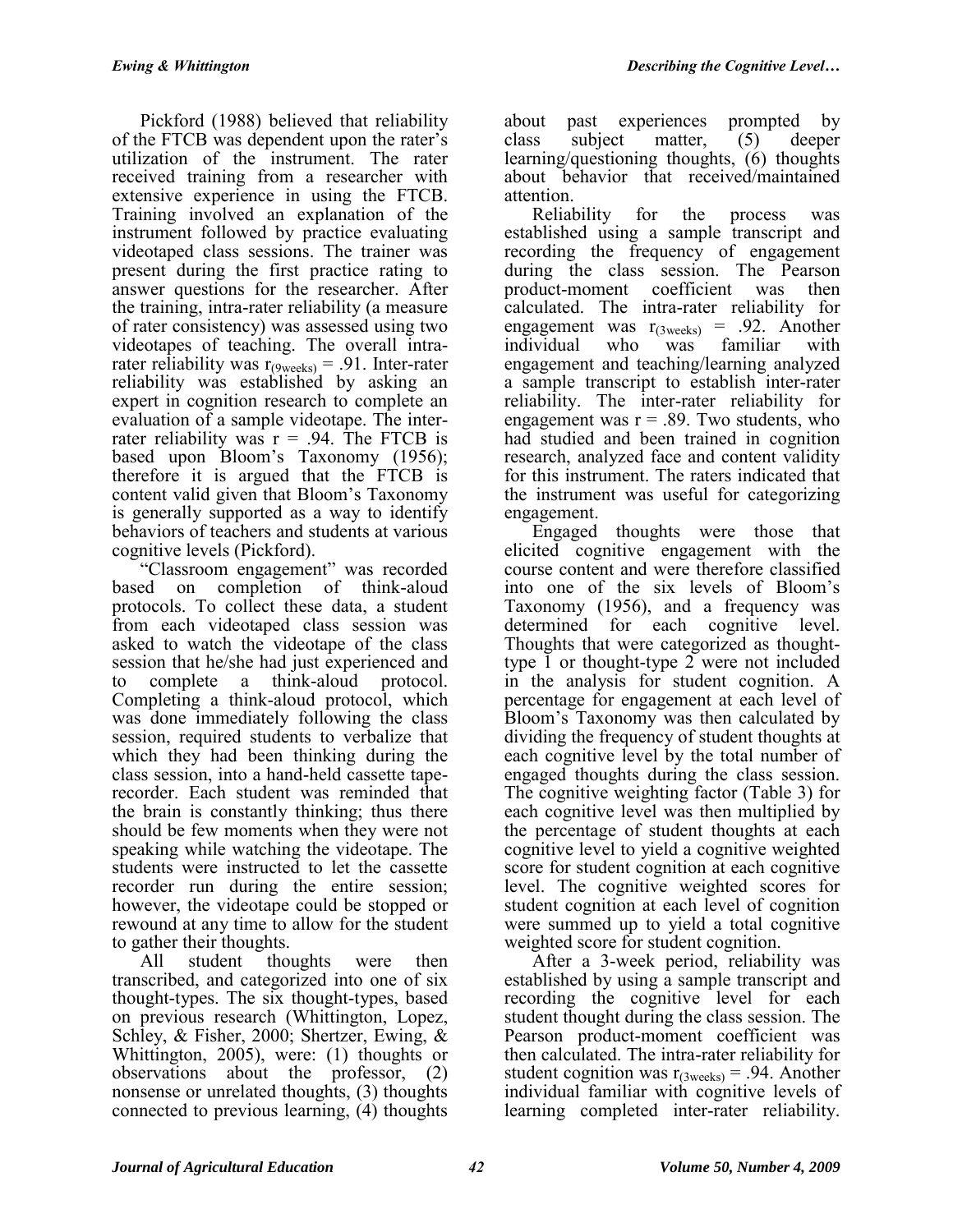Pickford (1988) believed that reliability of the FTCB was dependent upon the rater's utilization of the instrument. The rater received training from a researcher with extensive experience in using the FTCB. Training involved an explanation of the instrument followed by practice evaluating videotaped class sessions. The trainer was present during the first practice rating to answer questions for the researcher. After the training, intra-rater reliability (a measure of rater consistency) was assessed using two videotapes of teaching. The overall intra-rater reliability was $r_{(9weeks)} = .91$. Inter-rater reliability was established by asking an expert in cognition research to complete an evaluation of a sample videotape. The inter-rater reliability was $r = .94$. The FTCB is based upon Bloom's Taxonomy (1956); therefore it is argued that the FTCB is content valid given that Bloom's Taxonomy is generally supported as a way to identify behaviors of teachers and students at various cognitive levels (Pickford).

"Classroom engagement" was recorded based on completion of think-aloud protocols. To collect these data, a student from each videotaped class session was asked to watch the videotape of the class session that he/she had just experienced and to complete a think-aloud protocol. Completing a think-aloud protocol, which was done immediately following the class session, required students to verbalize that which they had been thinking during the class session, into a hand-held cassette tape-recorder. Each student was reminded that the brain is constantly thinking; thus there should be few moments when they were not speaking while watching the videotape. The students were instructed to let the cassette recorder run during the entire session; however, the videotape could be stopped or rewound at any time to allow for the student to gather their thoughts.

All student thoughts were then transcribed, and categorized into one of six thought-types. The six thought-types, based on previous research (Whittington, Lopez, Schley, & Fisher, 2000; Shertzer, Ewing, & Whittington, 2005), were: (1) thoughts or observations about the professor, (2) nonsense or unrelated thoughts, (3) thoughts connected to previous learning, (4) thoughts about past experiences prompted by class subject matter, (5) deeper learning/questioning thoughts, (6) thoughts about behavior that received/maintained attention.

Reliability for the process was established using a sample transcript and recording the frequency of engagement during the class session. The Pearson product-moment coefficient was then calculated. The intra-rater reliability for engagement was $r_{(3weeks)} = .92$. Another individual who was familiar with engagement and teaching/learning analyzed a sample transcript to establish inter-rater reliability. The inter-rater reliability for engagement was $r = .89$. Two students, who had studied and been trained in cognition research, analyzed face and content validity for this instrument. The raters indicated that the instrument was useful for categorizing engagement.

Engaged thoughts were those that elicited cognitive engagement with the course content and were therefore classified into one of the six levels of Bloom's Taxonomy (1956), and a frequency was determined for each cognitive level. Thoughts that were categorized as thought-type 1 or thought-type 2 were not included in the analysis for student cognition. A percentage for engagement at each level of Bloom's Taxonomy was then calculated by dividing the frequency of student thoughts at each cognitive level by the total number of engaged thoughts during the class session. The cognitive weighting factor (Table 3) for each cognitive level was then multiplied by the percentage of student thoughts at each cognitive level to yield a cognitive weighted score for student cognition at each cognitive level. The cognitive weighted scores for student cognition at each level of cognition were summed up to yield a total cognitive weighted score for student cognition.

After a 3-week period, reliability was established by using a sample transcript and recording the cognitive level for each student thought during the class session. The Pearson product-moment coefficient was then calculated. The intra-rater reliability for student cognition was $r_{(3weeks)} = .94$. Another individual familiar with cognitive levels of learning completed inter-rater reliability.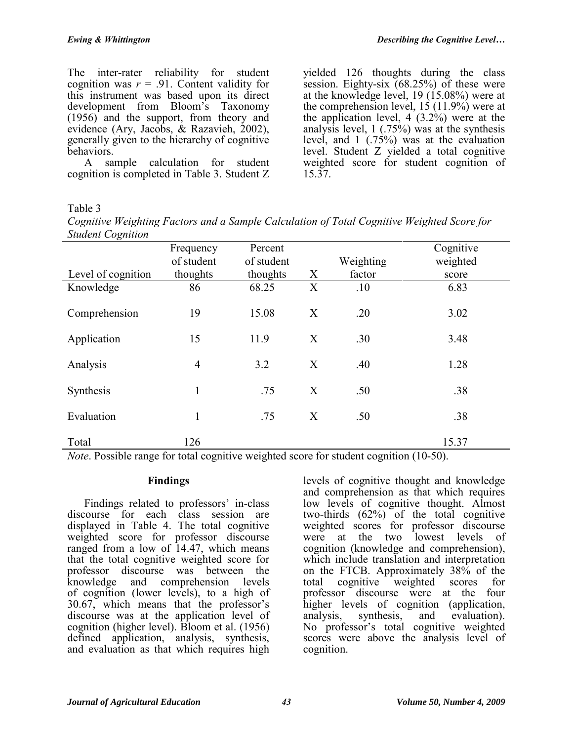The inter-rater reliability for student cognition was $r = .91$. Content validity for this instrument was based upon its direct development from Bloom's Taxonomy (1956) and the support, from theory and evidence (Ary, Jacobs, & Razavieh, 2002), generally given to the hierarchy of cognitive behaviors.

A sample calculation for student cognition is completed in Table 3. Student Z yielded 126 thoughts during the class session. Eighty-six (68.25%) of these were at the knowledge level, 19 (15.08%) were at the comprehension level, 15 (11.9%) were at the application level, 4 (3.2%) were at the analysis level, 1 (.75%) was at the synthesis level, and 1 (.75%) was at the evaluation level. Student Z yielded a total cognitive weighted score for student cognition of 15.37.

Table 3
*Cognitive Weighting Factors and a Sample Calculation of Total Cognitive Weighted Score for Student Cognition*

| Level of cognition | Frequency of student thoughts | Percent of student thoughts | X | Weighting factor | Cognitive weighted score |
|---|---|---|---|---|---|
| Knowledge | 86 | 68.25 | X | .10 | 6.83 |
| Comprehension | 19 | 15.08 | X | .20 | 3.02 |
| Application | 15 | 11.9 | X | .30 | 3.48 |
| Analysis | 4 | 3.2 | X | .40 | 1.28 |
| Synthesis | 1 | .75 | X | .50 | .38 |
| Evaluation | 1 | .75 | X | .50 | .38 |
| Total | 126 | | | | 15.37 |

*Note*. Possible range for total cognitive weighted score for student cognition (10-50).

## Findings

Findings related to professors' in-class discourse for each class session are displayed in Table 4. The total cognitive weighted score for professor discourse ranged from a low of 14.47, which means that the total cognitive weighted score for professor discourse was between the knowledge and comprehension levels of cognition (lower levels), to a high of 30.67, which means that the professor's discourse was at the application level of cognition (higher level). Bloom et al. (1956) defined application, analysis, synthesis, and evaluation as that which requires high levels of cognitive thought and knowledge and comprehension as that which requires low levels of cognitive thought. Almost two-thirds (62%) of the total cognitive weighted scores for professor discourse were at the two lowest levels of cognition (knowledge and comprehension), which include translation and interpretation on the FTCB. Approximately 38% of the total cognitive weighted scores for professor discourse were at the four higher levels of cognition (application, analysis, synthesis, and evaluation). No professor's total cognitive weighted scores were above the analysis level of cognition.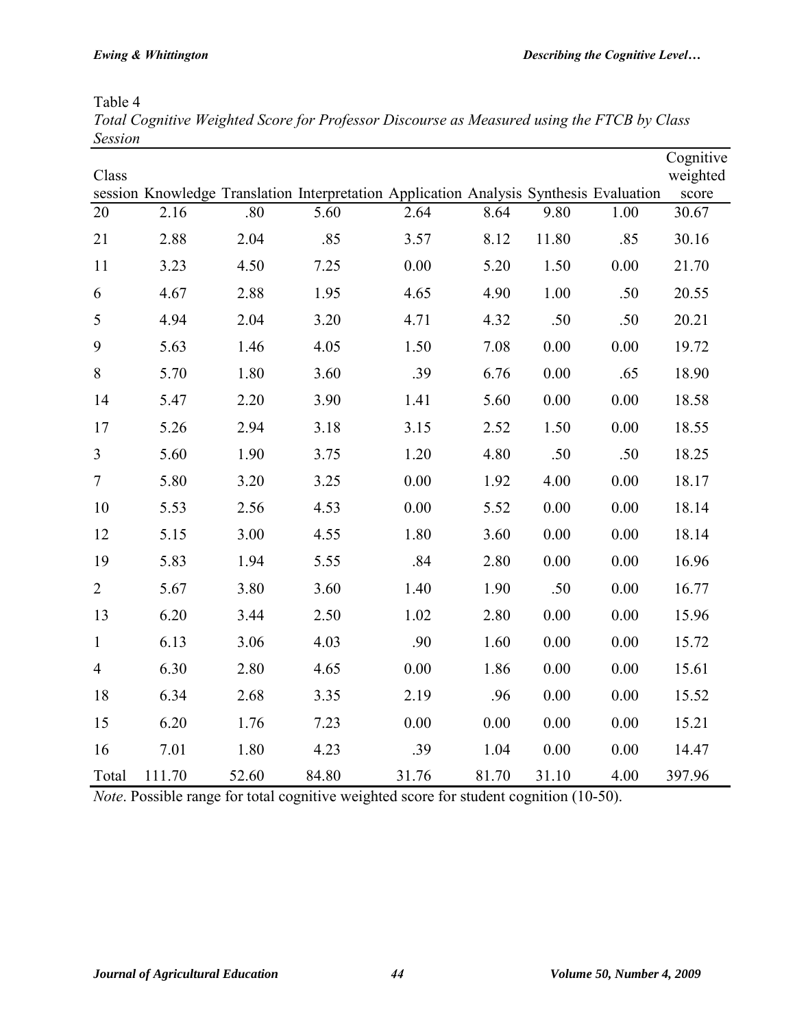Table 4

*Total Cognitive Weighted Score for Professor Discourse as Measured using the FTCB by Class Session*

| Class session | Knowledge | Translation | Interpretation | Application | Analysis | Synthesis | Evaluation | Cognitive weighted score |
|---|---|---|---|---|---|---|---|---|
| 20 | 2.16 | .80 | 5.60 | 2.64 | 8.64 | 9.80 | 1.00 | 30.67 |
| 21 | 2.88 | 2.04 | .85 | 3.57 | 8.12 | 11.80 | .85 | 30.16 |
| 11 | 3.23 | 4.50 | 7.25 | 0.00 | 5.20 | 1.50 | 0.00 | 21.70 |
| 6 | 4.67 | 2.88 | 1.95 | 4.65 | 4.90 | 1.00 | .50 | 20.55 |
| 5 | 4.94 | 2.04 | 3.20 | 4.71 | 4.32 | .50 | .50 | 20.21 |
| 9 | 5.63 | 1.46 | 4.05 | 1.50 | 7.08 | 0.00 | 0.00 | 19.72 |
| 8 | 5.70 | 1.80 | 3.60 | .39 | 6.76 | 0.00 | .65 | 18.90 |
| 14 | 5.47 | 2.20 | 3.90 | 1.41 | 5.60 | 0.00 | 0.00 | 18.58 |
| 17 | 5.26 | 2.94 | 3.18 | 3.15 | 2.52 | 1.50 | 0.00 | 18.55 |
| 3 | 5.60 | 1.90 | 3.75 | 1.20 | 4.80 | .50 | .50 | 18.25 |
| 7 | 5.80 | 3.20 | 3.25 | 0.00 | 1.92 | 4.00 | 0.00 | 18.17 |
| 10 | 5.53 | 2.56 | 4.53 | 0.00 | 5.52 | 0.00 | 0.00 | 18.14 |
| 12 | 5.15 | 3.00 | 4.55 | 1.80 | 3.60 | 0.00 | 0.00 | 18.14 |
| 19 | 5.83 | 1.94 | 5.55 | .84 | 2.80 | 0.00 | 0.00 | 16.96 |
| 2 | 5.67 | 3.80 | 3.60 | 1.40 | 1.90 | .50 | 0.00 | 16.77 |
| 13 | 6.20 | 3.44 | 2.50 | 1.02 | 2.80 | 0.00 | 0.00 | 15.96 |
| 1 | 6.13 | 3.06 | 4.03 | .90 | 1.60 | 0.00 | 0.00 | 15.72 |
| 4 | 6.30 | 2.80 | 4.65 | 0.00 | 1.86 | 0.00 | 0.00 | 15.61 |
| 18 | 6.34 | 2.68 | 3.35 | 2.19 | .96 | 0.00 | 0.00 | 15.52 |
| 15 | 6.20 | 1.76 | 7.23 | 0.00 | 0.00 | 0.00 | 0.00 | 15.21 |
| 16 | 7.01 | 1.80 | 4.23 | .39 | 1.04 | 0.00 | 0.00 | 14.47 |
| Total | 111.70 | 52.60 | 84.80 | 31.76 | 81.70 | 31.10 | 4.00 | 397.96 |

*Note*. Possible range for total cognitive weighted score for student cognition (10-50).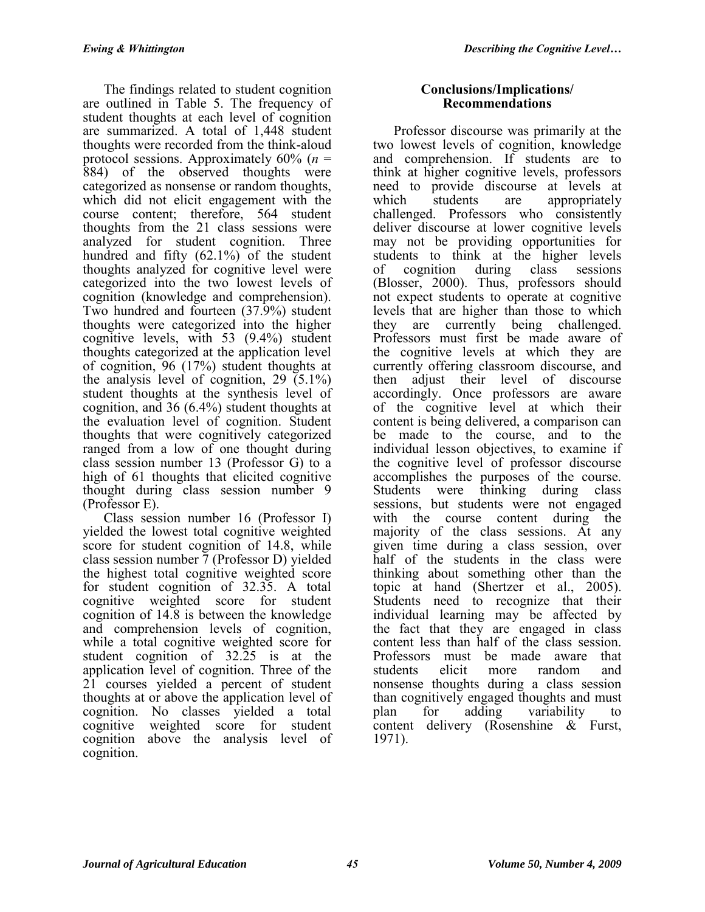The findings related to student cognition are outlined in Table 5. The frequency of student thoughts at each level of cognition are summarized. A total of 1,448 student thoughts were recorded from the think-aloud protocol sessions. Approximately 60% ($n$ = 884) of the observed thoughts were categorized as nonsense or random thoughts, which did not elicit engagement with the course content; therefore, 564 student thoughts from the 21 class sessions were analyzed for student cognition. Three hundred and fifty (62.1%) of the student thoughts analyzed for cognitive level were categorized into the two lowest levels of cognition (knowledge and comprehension). Two hundred and fourteen (37.9%) student thoughts were categorized into the higher cognitive levels, with 53 (9.4%) student thoughts categorized at the application level of cognition, 96 (17%) student thoughts at the analysis level of cognition, 29 (5.1%) student thoughts at the synthesis level of cognition, and 36 (6.4%) student thoughts at the evaluation level of cognition. Student thoughts that were cognitively categorized ranged from a low of one thought during class session number 13 (Professor G) to a high of 61 thoughts that elicited cognitive thought during class session number 9 (Professor E).

Class session number 16 (Professor I) yielded the lowest total cognitive weighted score for student cognition of 14.8, while class session number 7 (Professor D) yielded the highest total cognitive weighted score for student cognition of 32.35. A total cognitive weighted score for student cognition of 14.8 is between the knowledge and comprehension levels of cognition, while a total cognitive weighted score for student cognition of 32.25 is at the application level of cognition. Three of the 21 courses yielded a percent of student thoughts at or above the application level of cognition. No classes yielded a total cognitive weighted score for student cognition above the analysis level of cognition.

## Conclusions/Implications/ Recommendations

Professor discourse was primarily at the two lowest levels of cognition, knowledge and comprehension. If students are to think at higher cognitive levels, professors need to provide discourse at levels at which students are appropriately challenged. Professors who consistently deliver discourse at lower cognitive levels may not be providing opportunities for students to think at the higher levels of cognition during class sessions (Blosser, 2000). Thus, professors should not expect students to operate at cognitive levels that are higher than those to which they are currently being challenged. Professors must first be made aware of the cognitive levels at which they are currently offering classroom discourse, and then adjust their level of discourse accordingly. Once professors are aware of the cognitive level at which their content is being delivered, a comparison can be made to the course, and to the individual lesson objectives, to examine if the cognitive level of professor discourse accomplishes the purposes of the course. Students were thinking during class sessions, but students were not engaged with the course content during the majority of the class sessions. At any given time during a class session, over half of the students in the class were thinking about something other than the topic at hand (Shertzer et al., 2005). Students need to recognize that their individual learning may be affected by the fact that they are engaged in class content less than half of the class session. Professors must be made aware that students elicit more random and nonsense thoughts during a class session than cognitively engaged thoughts and must plan for adding variability to content delivery (Rosenshine & Furst, 1971).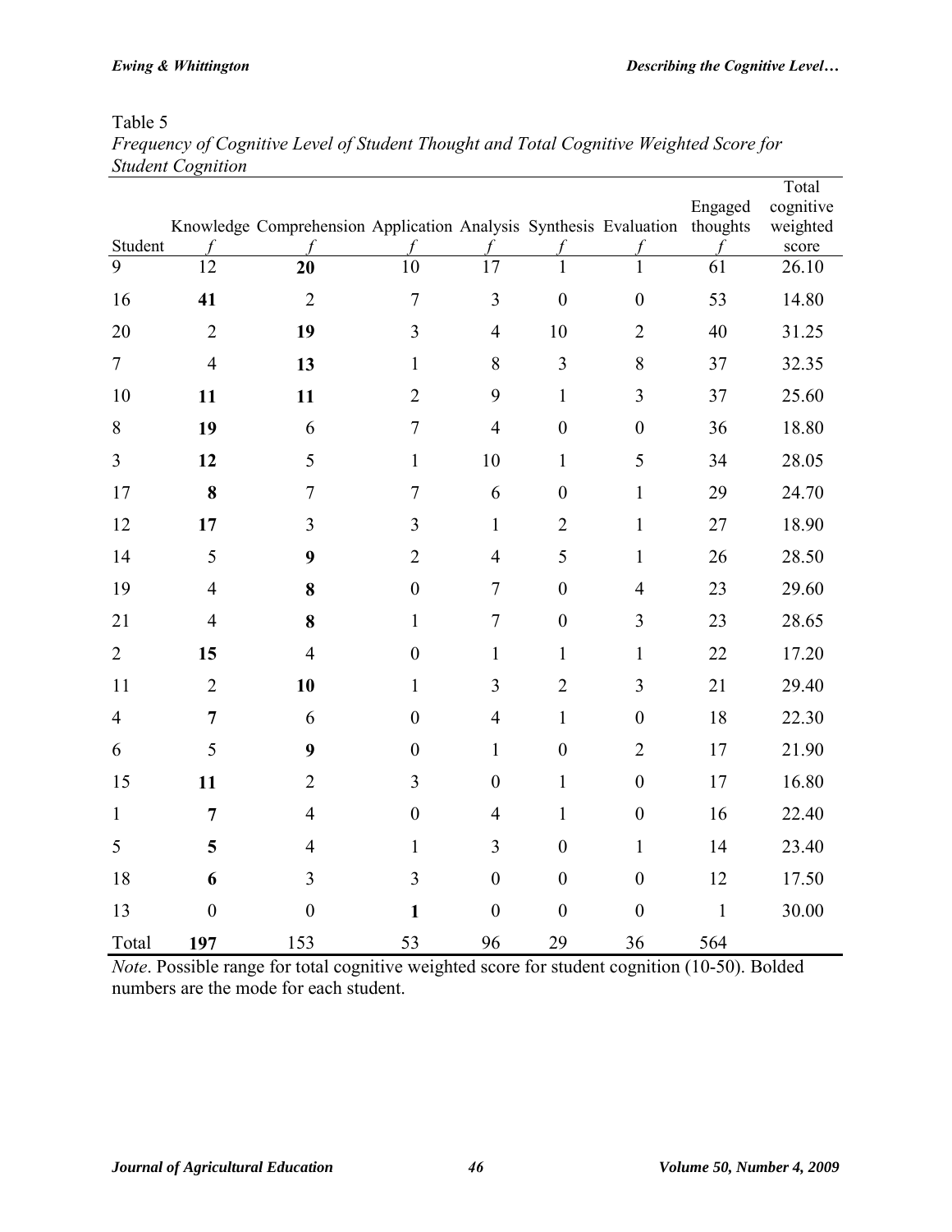Table 5
*Frequency of Cognitive Level of Student Thought and Total Cognitive Weighted Score for Student Cognition*

| Student | Knowledge *f* | Comprehension *f* | Application *f* | Analysis *f* | Synthesis *f* | Evaluation *f* | Engaged thoughts *f* | Total cognitive weighted score |
|---|---|---|---|---|---|---|---|---|
| 9 | 12 | **20** | 10 | 17 | 1 | 1 | 61 | 26.10 |
| 16 | **41** | 2 | 7 | 3 | 0 | 0 | 53 | 14.80 |
| 20 | 2 | **19** | 3 | 4 | 10 | 2 | 40 | 31.25 |
| 7 | 4 | **13** | 1 | 8 | 3 | 8 | 37 | 32.35 |
| 10 | **11** | **11** | 2 | 9 | 1 | 3 | 37 | 25.60 |
| 8 | **19** | 6 | 7 | 4 | 0 | 0 | 36 | 18.80 |
| 3 | **12** | 5 | 1 | 10 | 1 | 5 | 34 | 28.05 |
| 17 | **8** | 7 | 7 | 6 | 0 | 1 | 29 | 24.70 |
| 12 | **17** | 3 | 3 | 1 | 2 | 1 | 27 | 18.90 |
| 14 | 5 | **9** | 2 | 4 | 5 | 1 | 26 | 28.50 |
| 19 | 4 | **8** | 0 | 7 | 0 | 4 | 23 | 29.60 |
| 21 | 4 | **8** | 1 | 7 | 0 | 3 | 23 | 28.65 |
| 2 | **15** | 4 | 0 | 1 | 1 | 1 | 22 | 17.20 |
| 11 | 2 | **10** | 1 | 3 | 2 | 3 | 21 | 29.40 |
| 4 | **7** | 6 | 0 | 4 | 1 | 0 | 18 | 22.30 |
| 6 | 5 | **9** | 0 | 1 | 0 | 2 | 17 | 21.90 |
| 15 | **11** | 2 | 3 | 0 | 1 | 0 | 17 | 16.80 |
| 1 | **7** | 4 | 0 | 4 | 1 | 0 | 16 | 22.40 |
| 5 | **5** | 4 | 1 | 3 | 0 | 1 | 14 | 23.40 |
| 18 | **6** | 3 | 3 | 0 | 0 | 0 | 12 | 17.50 |
| 13 | 0 | 0 | **1** | 0 | 0 | 0 | 1 | 30.00 |
| Total | **197** | 153 | 53 | 96 | 29 | 36 | 564 | |

*Note*. Possible range for total cognitive weighted score for student cognition (10-50). Bolded numbers are the mode for each student.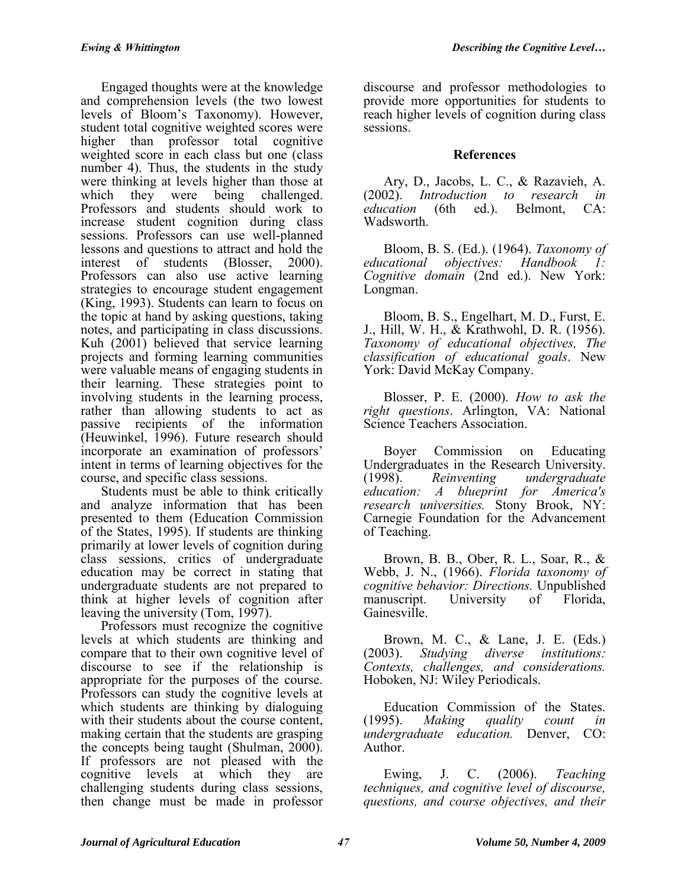Engaged thoughts were at the knowledge and comprehension levels (the two lowest levels of Bloom's Taxonomy). However, student total cognitive weighted scores were higher than professor total cognitive weighted score in each class but one (class number 4). Thus, the students in the study were thinking at levels higher than those at which they were being challenged. Professors and students should work to increase student cognition during class sessions. Professors can use well-planned lessons and questions to attract and hold the interest of students (Blosser, 2000). Professors can also use active learning strategies to encourage student engagement (King, 1993). Students can learn to focus on the topic at hand by asking questions, taking notes, and participating in class discussions. Kuh (2001) believed that service learning projects and forming learning communities were valuable means of engaging students in their learning. These strategies point to involving students in the learning process, rather than allowing students to act as passive recipients of the information (Heuwinkel, 1996). Future research should incorporate an examination of professors' intent in terms of learning objectives for the course, and specific class sessions.

Students must be able to think critically and analyze information that has been presented to them (Education Commission of the States, 1995). If students are thinking primarily at lower levels of cognition during class sessions, critics of undergraduate education may be correct in stating that undergraduate students are not prepared to think at higher levels of cognition after leaving the university (Tom, 1997).

Professors must recognize the cognitive levels at which students are thinking and compare that to their own cognitive level of discourse to see if the relationship is appropriate for the purposes of the course. Professors can study the cognitive levels at which students are thinking by dialoguing with their students about the course content, making certain that the students are grasping the concepts being taught (Shulman, 2000). If professors are not pleased with the cognitive levels at which they are challenging students during class sessions, then change must be made in professor discourse and professor methodologies to provide more opportunities for students to reach higher levels of cognition during class sessions.

## References

Ary, D., Jacobs, L. C., & Razavieh, A. (2002). *Introduction to research in education* (6th ed.). Belmont, CA: Wadsworth.

Bloom, B. S. (Ed.). (1964). *Taxonomy of educational objectives: Handbook 1: Cognitive domain* (2nd ed.). New York: Longman.

Bloom, B. S., Engelhart, M. D., Furst, E. J., Hill, W. H., & Krathwohl, D. R. (1956). *Taxonomy of educational objectives, The classification of educational goals*. New York: David McKay Company.

Blosser, P. E. (2000). *How to ask the right questions*. Arlington, VA: National Science Teachers Association.

Boyer Commission on Educating Undergraduates in the Research University. (1998). *Reinventing undergraduate education: A blueprint for America's research universities.* Stony Brook, NY: Carnegie Foundation for the Advancement of Teaching.

Brown, B. B., Ober, R. L., Soar, R., & Webb, J. N., (1966). *Florida taxonomy of cognitive behavior: Directions.* Unpublished manuscript. University of Florida, Gainesville.

Brown, M. C., & Lane, J. E. (Eds.) (2003). *Studying diverse institutions: Contexts, challenges, and considerations.* Hoboken, NJ: Wiley Periodicals.

Education Commission of the States. (1995). *Making quality count in undergraduate education.* Denver, CO: Author.

Ewing, J. C. (2006). *Teaching techniques, and cognitive level of discourse, questions, and course objectives, and their*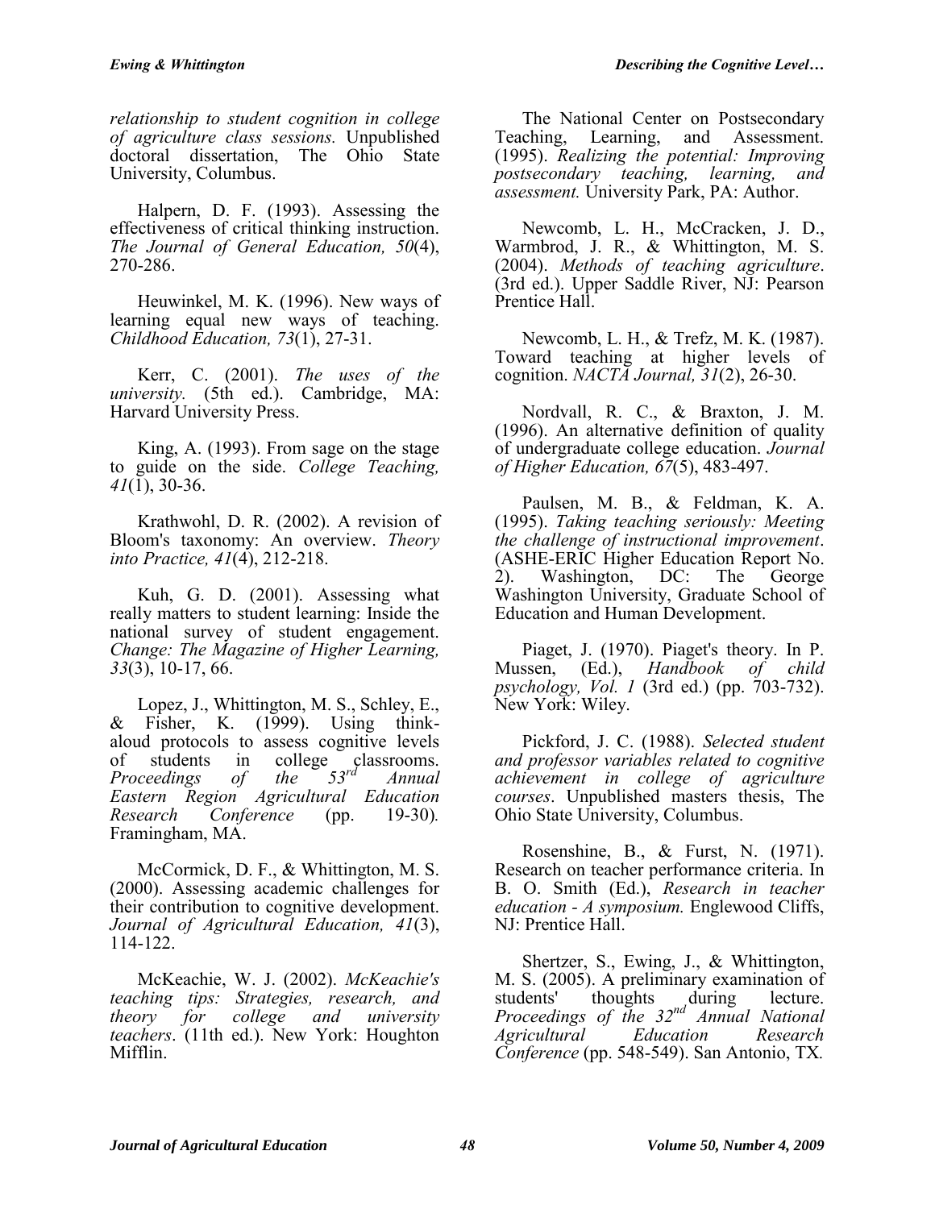*relationship to student cognition in college of agriculture class sessions.* Unpublished doctoral dissertation, The Ohio State University, Columbus.

Halpern, D. F. (1993). Assessing the effectiveness of critical thinking instruction. *The Journal of General Education, 50*(4), 270-286.

Heuwinkel, M. K. (1996). New ways of learning equal new ways of teaching. *Childhood Education, 73*(1), 27-31.

Kerr, C. (2001). *The uses of the university.* (5th ed.). Cambridge, MA: Harvard University Press.

King, A. (1993). From sage on the stage to guide on the side. *College Teaching, 41*(1), 30-36.

Krathwohl, D. R. (2002). A revision of Bloom's taxonomy: An overview. *Theory into Practice, 41*(4), 212-218.

Kuh, G. D. (2001). Assessing what really matters to student learning: Inside the national survey of student engagement. *Change: The Magazine of Higher Learning, 33*(3), 10-17, 66.

Lopez, J., Whittington, M. S., Schley, E., & Fisher, K. (1999). Using think-aloud protocols to assess cognitive levels of students in college classrooms. *Proceedings of the 53rd Annual Eastern Region Agricultural Education Research Conference* (pp. 19-30)*.* Framingham, MA.

McCormick, D. F., & Whittington, M. S. (2000). Assessing academic challenges for their contribution to cognitive development. *Journal of Agricultural Education, 41*(3), 114-122.

McKeachie, W. J. (2002). *McKeachie's teaching tips: Strategies, research, and theory for college and university teachers*. (11th ed.). New York: Houghton Mifflin.

The National Center on Postsecondary Teaching, Learning, and Assessment. (1995). *Realizing the potential: Improving postsecondary teaching, learning, and assessment.* University Park, PA: Author.

Newcomb, L. H., McCracken, J. D., Warmbrod, J. R., & Whittington, M. S. (2004). *Methods of teaching agriculture*. (3rd ed.). Upper Saddle River, NJ: Pearson Prentice Hall.

Newcomb, L. H., & Trefz, M. K. (1987). Toward teaching at higher levels of cognition. *NACTA Journal, 31*(2), 26-30.

Nordvall, R. C., & Braxton, J. M. (1996). An alternative definition of quality of undergraduate college education. *Journal of Higher Education, 67*(5), 483-497.

Paulsen, M. B., & Feldman, K. A. (1995). *Taking teaching seriously: Meeting the challenge of instructional improvement*. (ASHE-ERIC Higher Education Report No. 2). Washington, DC: The George Washington University, Graduate School of Education and Human Development.

Piaget, J. (1970). Piaget's theory. In P. Mussen, (Ed.), *Handbook of child psychology, Vol. 1* (3rd ed.) (pp. 703-732). New York: Wiley.

Pickford, J. C. (1988). *Selected student and professor variables related to cognitive achievement in college of agriculture courses*. Unpublished masters thesis, The Ohio State University, Columbus.

Rosenshine, B., & Furst, N. (1971). Research on teacher performance criteria. In B. O. Smith (Ed.), *Research in teacher education - A symposium.* Englewood Cliffs, NJ: Prentice Hall.

Shertzer, S., Ewing, J., & Whittington, M. S. (2005). A preliminary examination of students' thoughts during lecture. *Proceedings of the 32nd Annual National Agricultural Education Research Conference* (pp. 548-549). San Antonio, TX.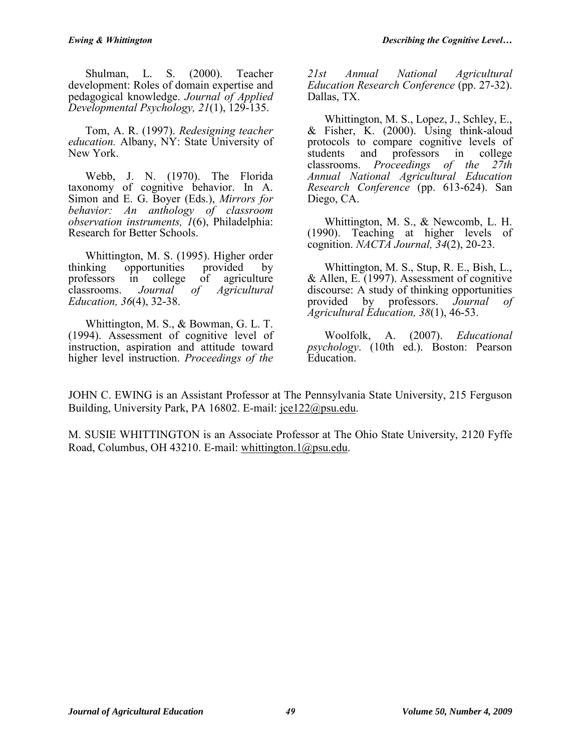Shulman, L. S. (2000). Teacher development: Roles of domain expertise and pedagogical knowledge. *Journal of Applied Developmental Psychology, 21*(1), 129-135.

Tom, A. R. (1997). *Redesigning teacher education.* Albany, NY: State University of New York.

Webb, J. N. (1970). The Florida taxonomy of cognitive behavior. In A. Simon and E. G. Boyer (Eds.), *Mirrors for behavior: An anthology of classroom observation instruments, 1*(6), Philadelphia: Research for Better Schools.

Whittington, M. S. (1995). Higher order thinking opportunities provided by professors in college of agriculture classrooms. *Journal of Agricultural Education, 36*(4), 32-38.

Whittington, M. S., & Bowman, G. L. T. (1994). Assessment of cognitive level of instruction, aspiration and attitude toward higher level instruction. *Proceedings of the 21st Annual National Agricultural Education Research Conference* (pp. 27-32). Dallas, TX.

Whittington, M. S., Lopez, J., Schley, E., & Fisher, K. (2000). Using think-aloud protocols to compare cognitive levels of students and professors in college classrooms. *Proceedings of the 27th Annual National Agricultural Education Research Conference* (pp. 613-624). San Diego, CA.

Whittington, M. S., & Newcomb, L. H. (1990). Teaching at higher levels of cognition. *NACTA Journal, 34*(2), 20-23.

Whittington, M. S., Stup, R. E., Bish, L., & Allen, E. (1997). Assessment of cognitive discourse: A study of thinking opportunities provided by professors. *Journal of Agricultural Education, 38*(1), 46-53.

Woolfolk, A. (2007). *Educational psychology*. (10th ed.). Boston: Pearson Education.

JOHN C. EWING is an Assistant Professor at The Pennsylvania State University, 215 Ferguson Building, University Park, PA 16802. E-mail: jce122@psu.edu.

M. SUSIE WHITTINGTON is an Associate Professor at The Ohio State University, 2120 Fyffe Road, Columbus, OH 43210. E-mail: whittington.1@psu.edu.